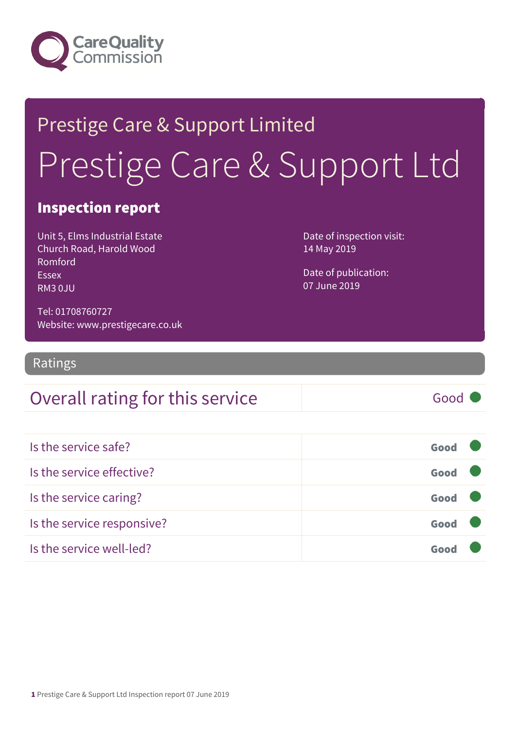Care Quality Commission

# Prestige Care & Support Limited

# Prestige Care & Support Ltd

## Inspection report

Unit 5, Elms Industrial Estate
Church Road, Harold Wood
Romford
Essex
RM3 0JU

Tel: 01708760727
Website: www.prestigecare.co.uk

Date of inspection visit:
14 May 2019

Date of publication:
07 June 2019

## Ratings

| Overall rating for this service | Good |
|---|---|

| | |
|---|---|
| Is the service safe? | Good |
| Is the service effective? | Good |
| Is the service caring? | Good |
| Is the service responsive? | Good |
| Is the service well-led? | Good |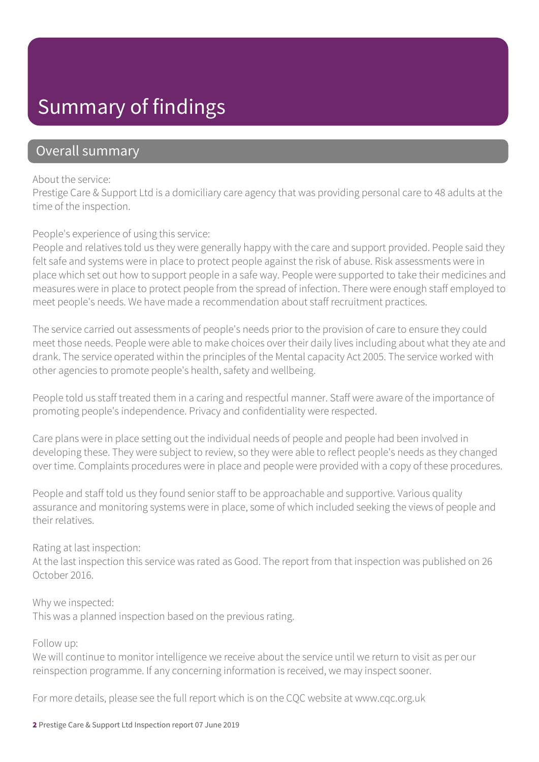# Summary of findings

## Overall summary

About the service:
Prestige Care & Support Ltd is a domiciliary care agency that was providing personal care to 48 adults at the time of the inspection.

People's experience of using this service:
People and relatives told us they were generally happy with the care and support provided. People said they felt safe and systems were in place to protect people against the risk of abuse. Risk assessments were in place which set out how to support people in a safe way. People were supported to take their medicines and measures were in place to protect people from the spread of infection. There were enough staff employed to meet people's needs. We have made a recommendation about staff recruitment practices.

The service carried out assessments of people's needs prior to the provision of care to ensure they could meet those needs. People were able to make choices over their daily lives including about what they ate and drank. The service operated within the principles of the Mental capacity Act 2005. The service worked with other agencies to promote people's health, safety and wellbeing.

People told us staff treated them in a caring and respectful manner. Staff were aware of the importance of promoting people's independence. Privacy and confidentiality were respected.

Care plans were in place setting out the individual needs of people and people had been involved in developing these. They were subject to review, so they were able to reflect people's needs as they changed over time. Complaints procedures were in place and people were provided with a copy of these procedures.

People and staff told us they found senior staff to be approachable and supportive. Various quality assurance and monitoring systems were in place, some of which included seeking the views of people and their relatives.

Rating at last inspection:
At the last inspection this service was rated as Good. The report from that inspection was published on 26 October 2016.

Why we inspected:
This was a planned inspection based on the previous rating.

Follow up:
We will continue to monitor intelligence we receive about the service until we return to visit as per our reinspection programme. If any concerning information is received, we may inspect sooner.

For more details, please see the full report which is on the CQC website at www.cqc.org.uk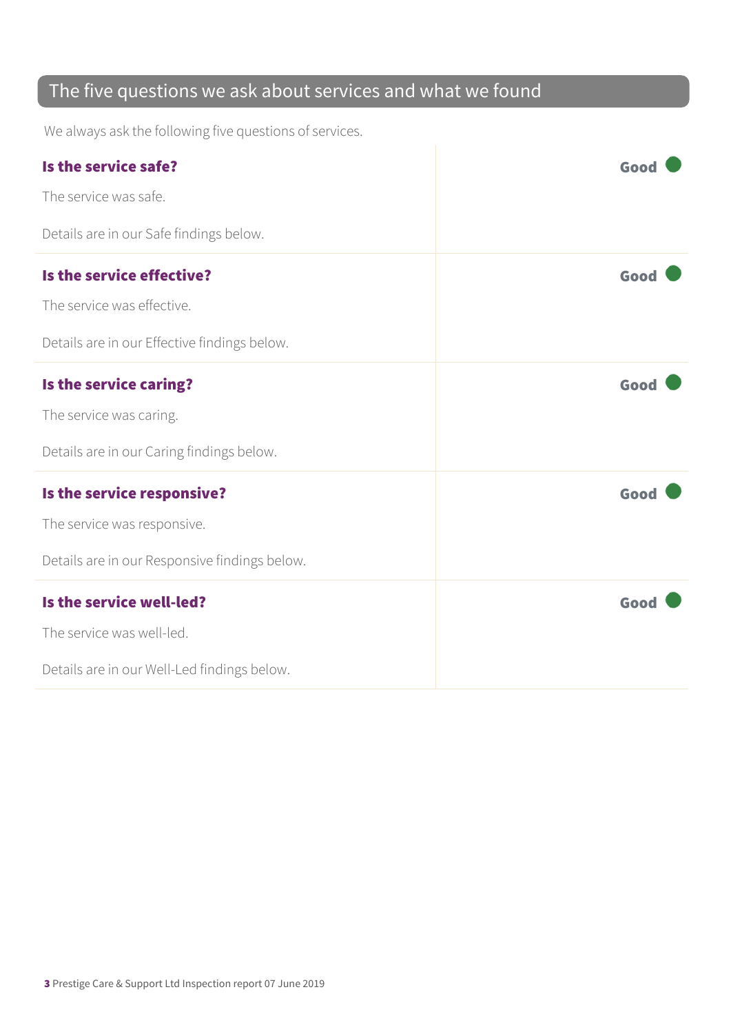## The five questions we ask about services and what we found

We always ask the following five questions of services.

### Is the service safe?

**Good**

The service was safe.

Details are in our Safe findings below.

### Is the service effective?

**Good**

The service was effective.

Details are in our Effective findings below.

### Is the service caring?

**Good**

The service was caring.

Details are in our Caring findings below.

### Is the service responsive?

**Good**

The service was responsive.

Details are in our Responsive findings below.

### Is the service well-led?

**Good**

The service was well-led.

Details are in our Well-Led findings below.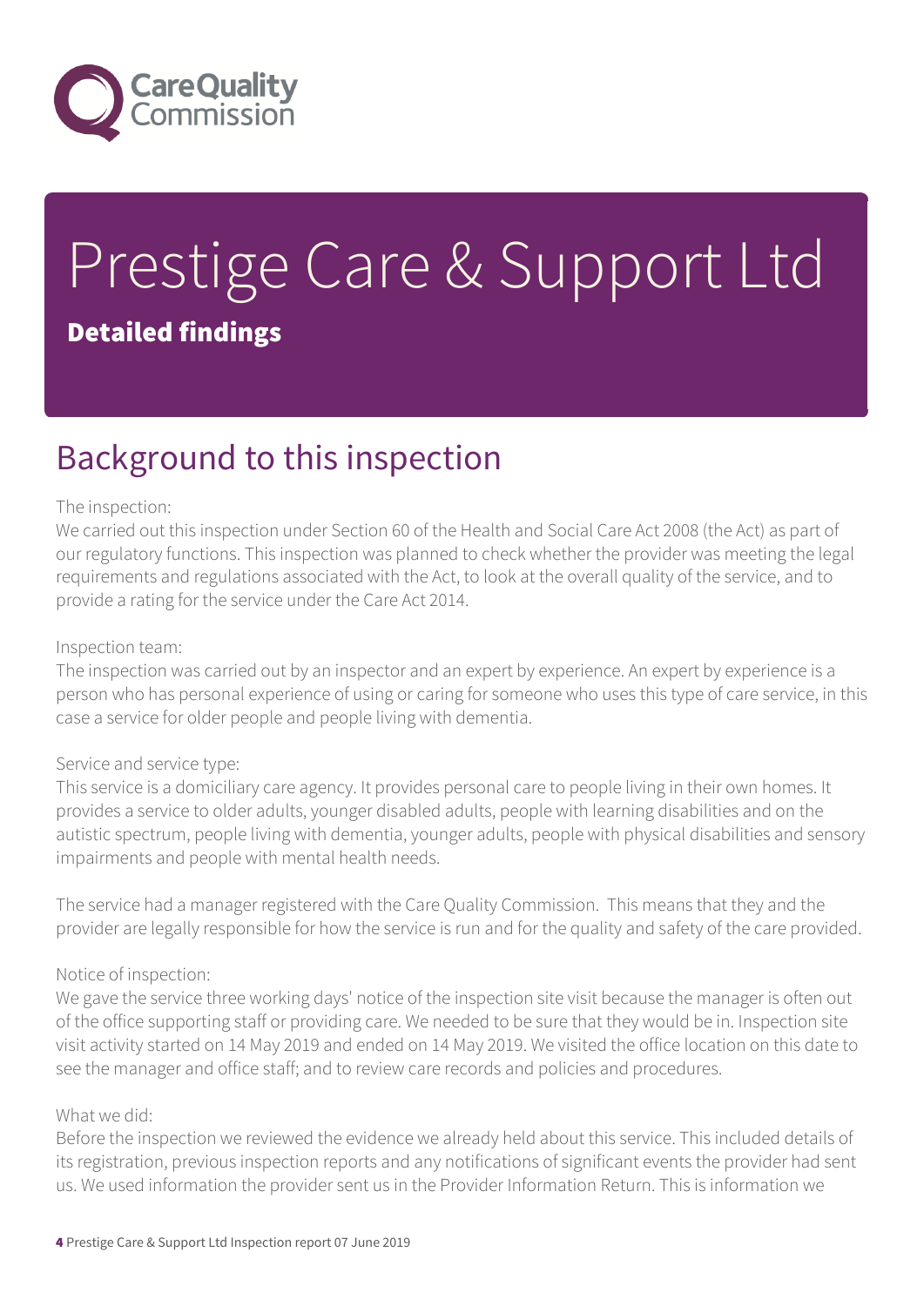# Prestige Care & Support Ltd

**Detailed findings**

## Background to this inspection

The inspection:
We carried out this inspection under Section 60 of the Health and Social Care Act 2008 (the Act) as part of our regulatory functions. This inspection was planned to check whether the provider was meeting the legal requirements and regulations associated with the Act, to look at the overall quality of the service, and to provide a rating for the service under the Care Act 2014.

Inspection team:
The inspection was carried out by an inspector and an expert by experience. An expert by experience is a person who has personal experience of using or caring for someone who uses this type of care service, in this case a service for older people and people living with dementia.

Service and service type:
This service is a domiciliary care agency. It provides personal care to people living in their own homes. It provides a service to older adults, younger disabled adults, people with learning disabilities and on the autistic spectrum, people living with dementia, younger adults, people with physical disabilities and sensory impairments and people with mental health needs.

The service had a manager registered with the Care Quality Commission. This means that they and the provider are legally responsible for how the service is run and for the quality and safety of the care provided.

Notice of inspection:
We gave the service three working days' notice of the inspection site visit because the manager is often out of the office supporting staff or providing care. We needed to be sure that they would be in. Inspection site visit activity started on 14 May 2019 and ended on 14 May 2019. We visited the office location on this date to see the manager and office staff; and to review care records and policies and procedures.

What we did:
Before the inspection we reviewed the evidence we already held about this service. This included details of its registration, previous inspection reports and any notifications of significant events the provider had sent us. We used information the provider sent us in the Provider Information Return. This is information we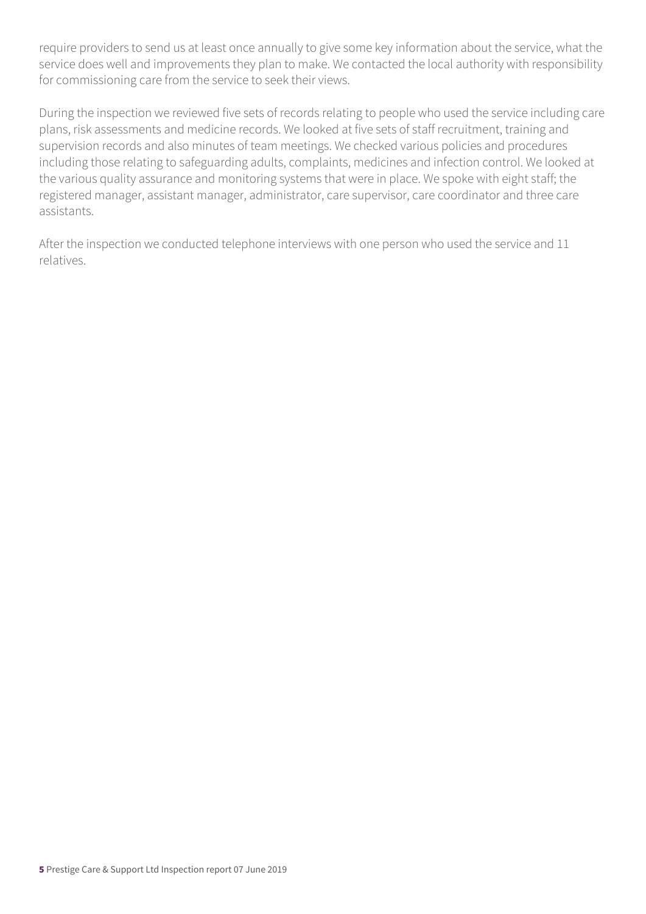require providers to send us at least once annually to give some key information about the service, what the service does well and improvements they plan to make. We contacted the local authority with responsibility for commissioning care from the service to seek their views.

During the inspection we reviewed five sets of records relating to people who used the service including care plans, risk assessments and medicine records. We looked at five sets of staff recruitment, training and supervision records and also minutes of team meetings. We checked various policies and procedures including those relating to safeguarding adults, complaints, medicines and infection control. We looked at the various quality assurance and monitoring systems that were in place. We spoke with eight staff; the registered manager, assistant manager, administrator, care supervisor, care coordinator and three care assistants.

After the inspection we conducted telephone interviews with one person who used the service and 11 relatives.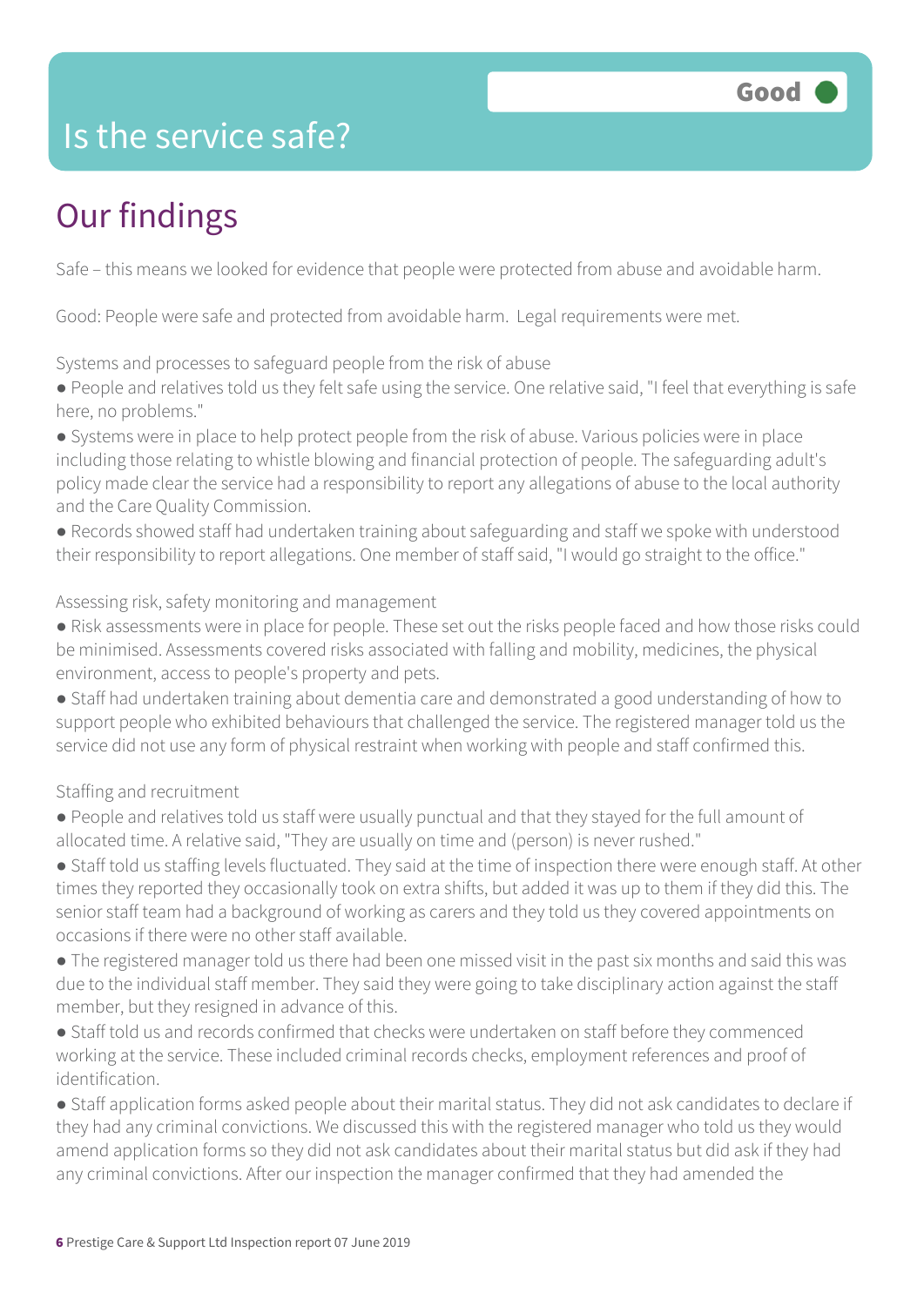# Is the service safe?

Good

## Our findings

Safe – this means we looked for evidence that people were protected from abuse and avoidable harm.

Good: People were safe and protected from avoidable harm. Legal requirements were met.

Systems and processes to safeguard people from the risk of abuse

- People and relatives told us they felt safe using the service. One relative said, "I feel that everything is safe here, no problems."
- Systems were in place to help protect people from the risk of abuse. Various policies were in place including those relating to whistle blowing and financial protection of people. The safeguarding adult's policy made clear the service had a responsibility to report any allegations of abuse to the local authority and the Care Quality Commission.
- Records showed staff had undertaken training about safeguarding and staff we spoke with understood their responsibility to report allegations. One member of staff said, "I would go straight to the office."

Assessing risk, safety monitoring and management

- Risk assessments were in place for people. These set out the risks people faced and how those risks could be minimised. Assessments covered risks associated with falling and mobility, medicines, the physical environment, access to people's property and pets.
- Staff had undertaken training about dementia care and demonstrated a good understanding of how to support people who exhibited behaviours that challenged the service. The registered manager told us the service did not use any form of physical restraint when working with people and staff confirmed this.

Staffing and recruitment

- People and relatives told us staff were usually punctual and that they stayed for the full amount of allocated time. A relative said, "They are usually on time and (person) is never rushed."
- Staff told us staffing levels fluctuated. They said at the time of inspection there were enough staff. At other times they reported they occasionally took on extra shifts, but added it was up to them if they did this. The senior staff team had a background of working as carers and they told us they covered appointments on occasions if there were no other staff available.
- The registered manager told us there had been one missed visit in the past six months and said this was due to the individual staff member. They said they were going to take disciplinary action against the staff member, but they resigned in advance of this.
- Staff told us and records confirmed that checks were undertaken on staff before they commenced working at the service. These included criminal records checks, employment references and proof of identification.
- Staff application forms asked people about their marital status. They did not ask candidates to declare if they had any criminal convictions. We discussed this with the registered manager who told us they would amend application forms so they did not ask candidates about their marital status but did ask if they had any criminal convictions. After our inspection the manager confirmed that they had amended the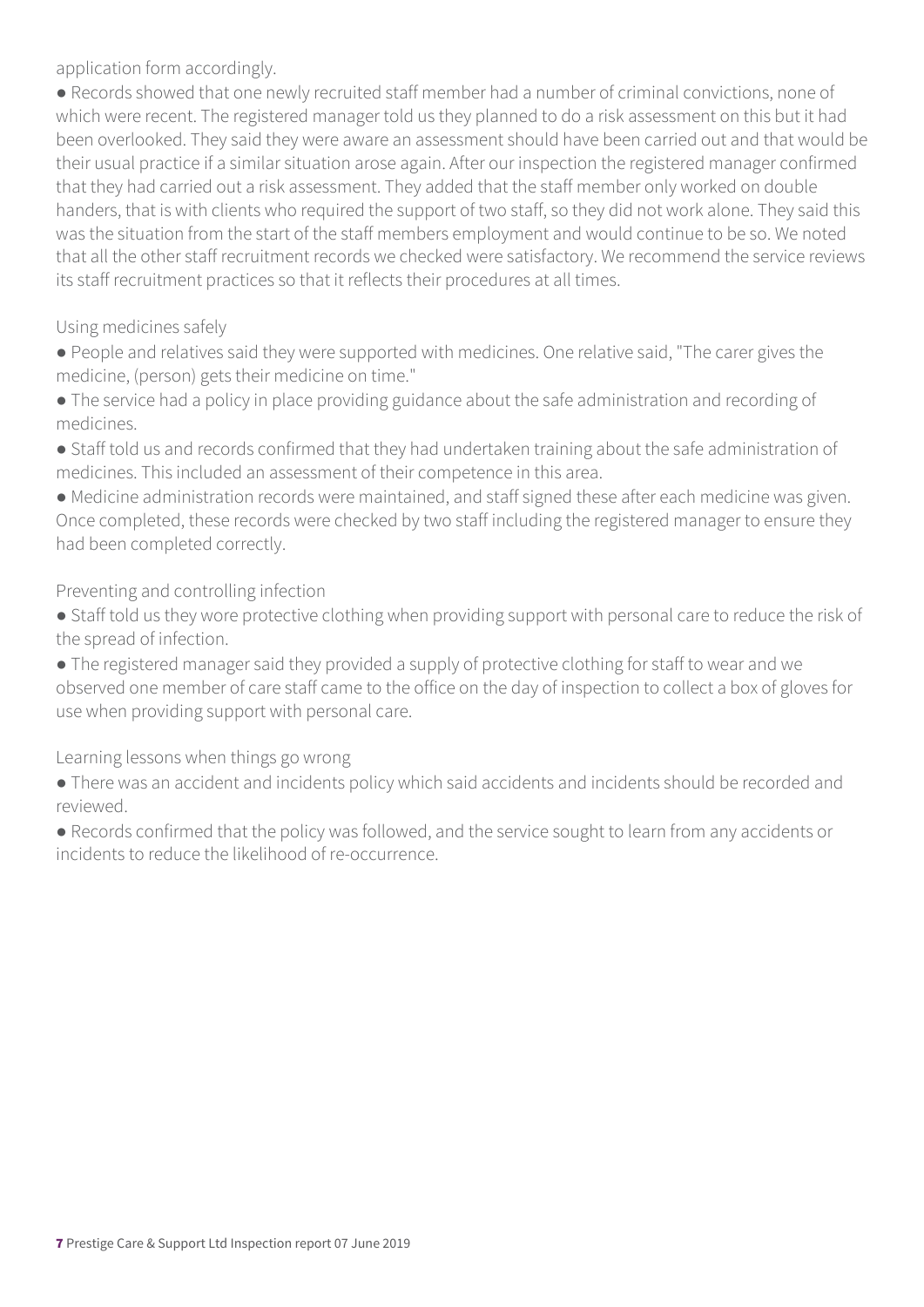application form accordingly.

- Records showed that one newly recruited staff member had a number of criminal convictions, none of which were recent. The registered manager told us they planned to do a risk assessment on this but it had been overlooked. They said they were aware an assessment should have been carried out and that would be their usual practice if a similar situation arose again. After our inspection the registered manager confirmed that they had carried out a risk assessment. They added that the staff member only worked on double handers, that is with clients who required the support of two staff, so they did not work alone. They said this was the situation from the start of the staff members employment and would continue to be so. We noted that all the other staff recruitment records we checked were satisfactory. We recommend the service reviews its staff recruitment practices so that it reflects their procedures at all times.

### Using medicines safely

- People and relatives said they were supported with medicines. One relative said, "The carer gives the medicine, (person) gets their medicine on time."
- The service had a policy in place providing guidance about the safe administration and recording of medicines.
- Staff told us and records confirmed that they had undertaken training about the safe administration of medicines. This included an assessment of their competence in this area.
- Medicine administration records were maintained, and staff signed these after each medicine was given. Once completed, these records were checked by two staff including the registered manager to ensure they had been completed correctly.

### Preventing and controlling infection

- Staff told us they wore protective clothing when providing support with personal care to reduce the risk of the spread of infection.
- The registered manager said they provided a supply of protective clothing for staff to wear and we observed one member of care staff came to the office on the day of inspection to collect a box of gloves for use when providing support with personal care.

### Learning lessons when things go wrong

- There was an accident and incidents policy which said accidents and incidents should be recorded and reviewed.
- Records confirmed that the policy was followed, and the service sought to learn from any accidents or incidents to reduce the likelihood of re-occurrence.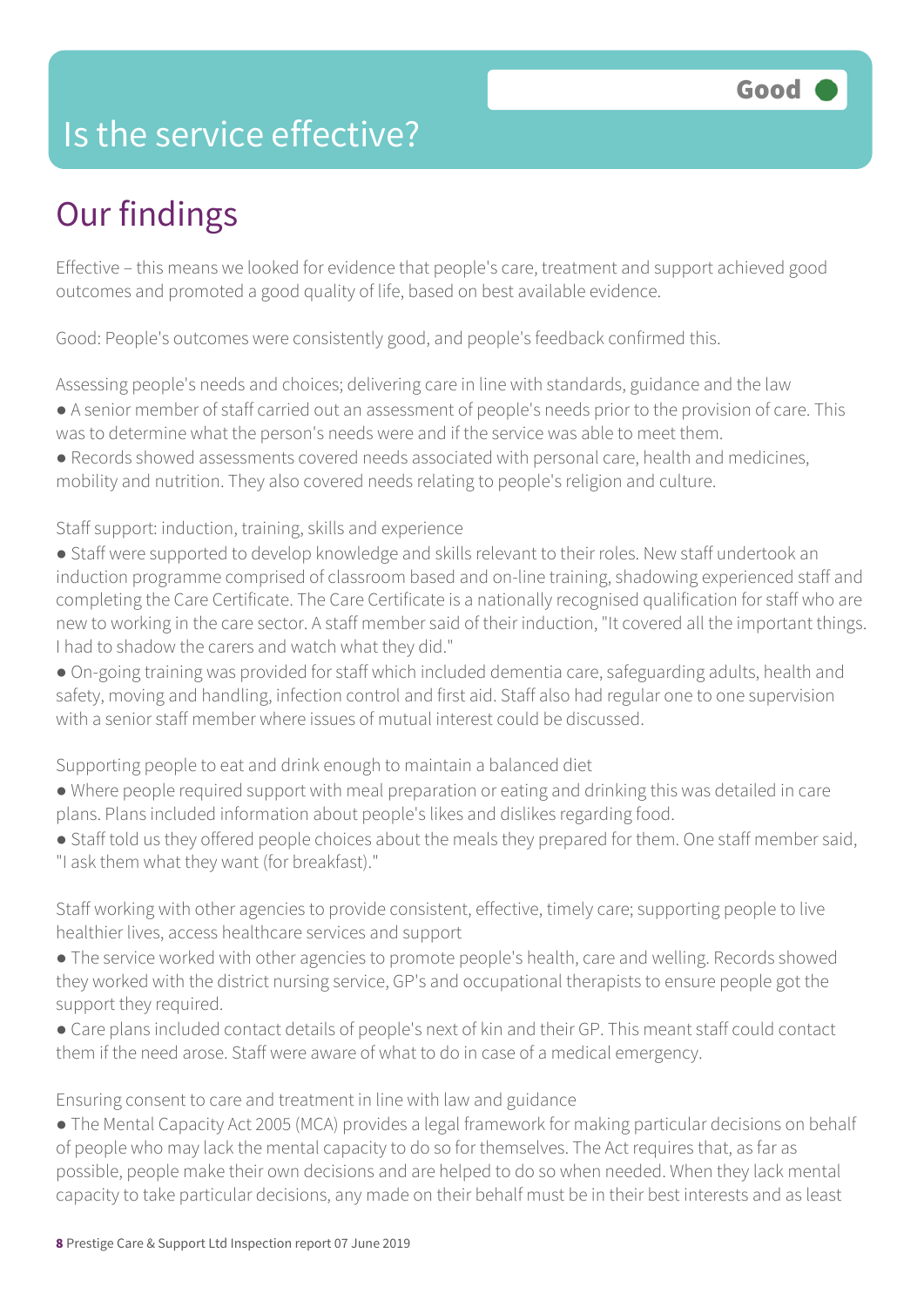# Is the service effective?

Good

## Our findings

Effective – this means we looked for evidence that people's care, treatment and support achieved good outcomes and promoted a good quality of life, based on best available evidence.

Good: People's outcomes were consistently good, and people's feedback confirmed this.

Assessing people's needs and choices; delivering care in line with standards, guidance and the law

- A senior member of staff carried out an assessment of people's needs prior to the provision of care. This was to determine what the person's needs were and if the service was able to meet them.
- Records showed assessments covered needs associated with personal care, health and medicines, mobility and nutrition. They also covered needs relating to people's religion and culture.

Staff support: induction, training, skills and experience

- Staff were supported to develop knowledge and skills relevant to their roles. New staff undertook an induction programme comprised of classroom based and on-line training, shadowing experienced staff and completing the Care Certificate. The Care Certificate is a nationally recognised qualification for staff who are new to working in the care sector. A staff member said of their induction, "It covered all the important things. I had to shadow the carers and watch what they did."
- On-going training was provided for staff which included dementia care, safeguarding adults, health and safety, moving and handling, infection control and first aid. Staff also had regular one to one supervision with a senior staff member where issues of mutual interest could be discussed.

Supporting people to eat and drink enough to maintain a balanced diet

- Where people required support with meal preparation or eating and drinking this was detailed in care plans. Plans included information about people's likes and dislikes regarding food.
- Staff told us they offered people choices about the meals they prepared for them. One staff member said, "I ask them what they want (for breakfast)."

Staff working with other agencies to provide consistent, effective, timely care; supporting people to live healthier lives, access healthcare services and support

- The service worked with other agencies to promote people's health, care and welling. Records showed they worked with the district nursing service, GP's and occupational therapists to ensure people got the support they required.
- Care plans included contact details of people's next of kin and their GP. This meant staff could contact them if the need arose. Staff were aware of what to do in case of a medical emergency.

Ensuring consent to care and treatment in line with law and guidance

- The Mental Capacity Act 2005 (MCA) provides a legal framework for making particular decisions on behalf of people who may lack the mental capacity to do so for themselves. The Act requires that, as far as possible, people make their own decisions and are helped to do so when needed. When they lack mental capacity to take particular decisions, any made on their behalf must be in their best interests and as least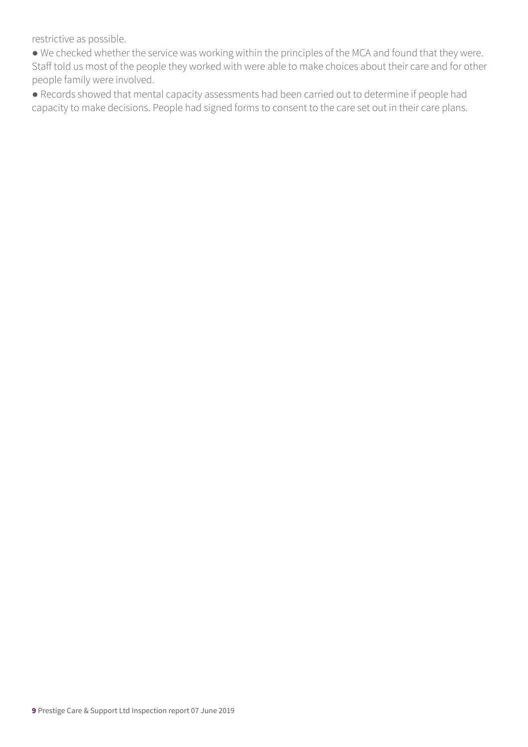restrictive as possible.

- We checked whether the service was working within the principles of the MCA and found that they were. Staff told us most of the people they worked with were able to make choices about their care and for other people family were involved.
- Records showed that mental capacity assessments had been carried out to determine if people had capacity to make decisions. People had signed forms to consent to the care set out in their care plans.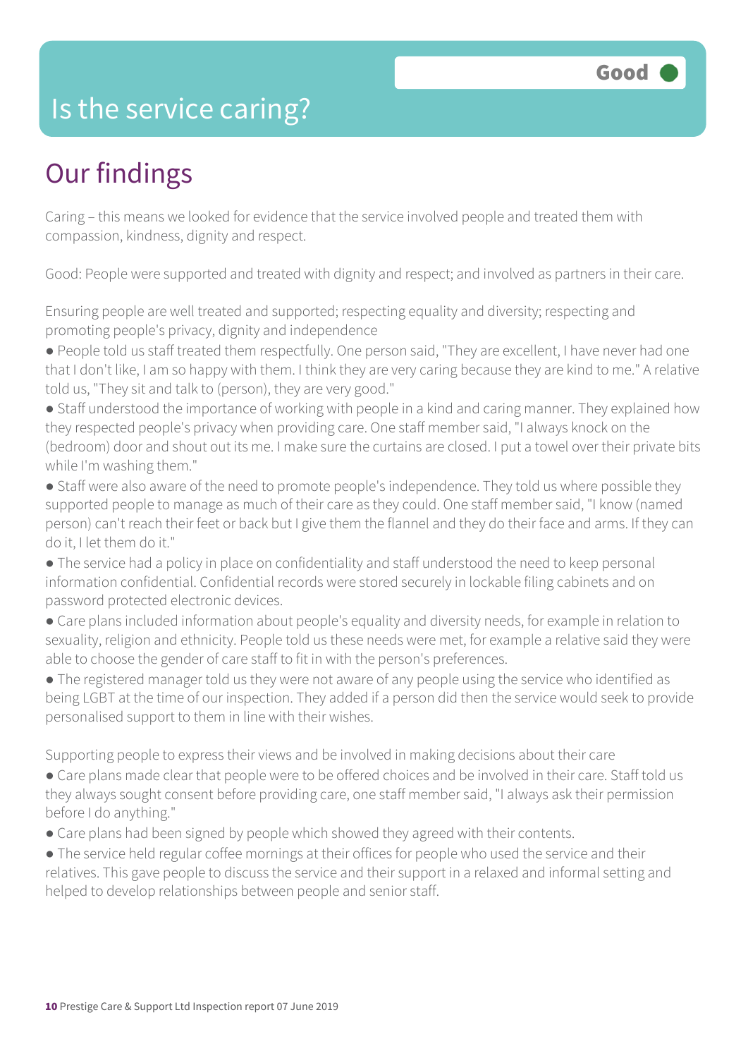# Is the service caring?

Good

## Our findings

Caring – this means we looked for evidence that the service involved people and treated them with compassion, kindness, dignity and respect.

Good: People were supported and treated with dignity and respect; and involved as partners in their care.

Ensuring people are well treated and supported; respecting equality and diversity; respecting and promoting people's privacy, dignity and independence

- People told us staff treated them respectfully. One person said, "They are excellent, I have never had one that I don't like, I am so happy with them. I think they are very caring because they are kind to me." A relative told us, "They sit and talk to (person), they are very good."
- Staff understood the importance of working with people in a kind and caring manner. They explained how they respected people's privacy when providing care. One staff member said, "I always knock on the (bedroom) door and shout out its me. I make sure the curtains are closed. I put a towel over their private bits while I'm washing them."
- Staff were also aware of the need to promote people's independence. They told us where possible they supported people to manage as much of their care as they could. One staff member said, "I know (named person) can't reach their feet or back but I give them the flannel and they do their face and arms. If they can do it, I let them do it."
- The service had a policy in place on confidentiality and staff understood the need to keep personal information confidential. Confidential records were stored securely in lockable filing cabinets and on password protected electronic devices.
- Care plans included information about people's equality and diversity needs, for example in relation to sexuality, religion and ethnicity. People told us these needs were met, for example a relative said they were able to choose the gender of care staff to fit in with the person's preferences.
- The registered manager told us they were not aware of any people using the service who identified as being LGBT at the time of our inspection. They added if a person did then the service would seek to provide personalised support to them in line with their wishes.

Supporting people to express their views and be involved in making decisions about their care

- Care plans made clear that people were to be offered choices and be involved in their care. Staff told us they always sought consent before providing care, one staff member said, "I always ask their permission before I do anything."
- Care plans had been signed by people which showed they agreed with their contents.
- The service held regular coffee mornings at their offices for people who used the service and their relatives. This gave people to discuss the service and their support in a relaxed and informal setting and helped to develop relationships between people and senior staff.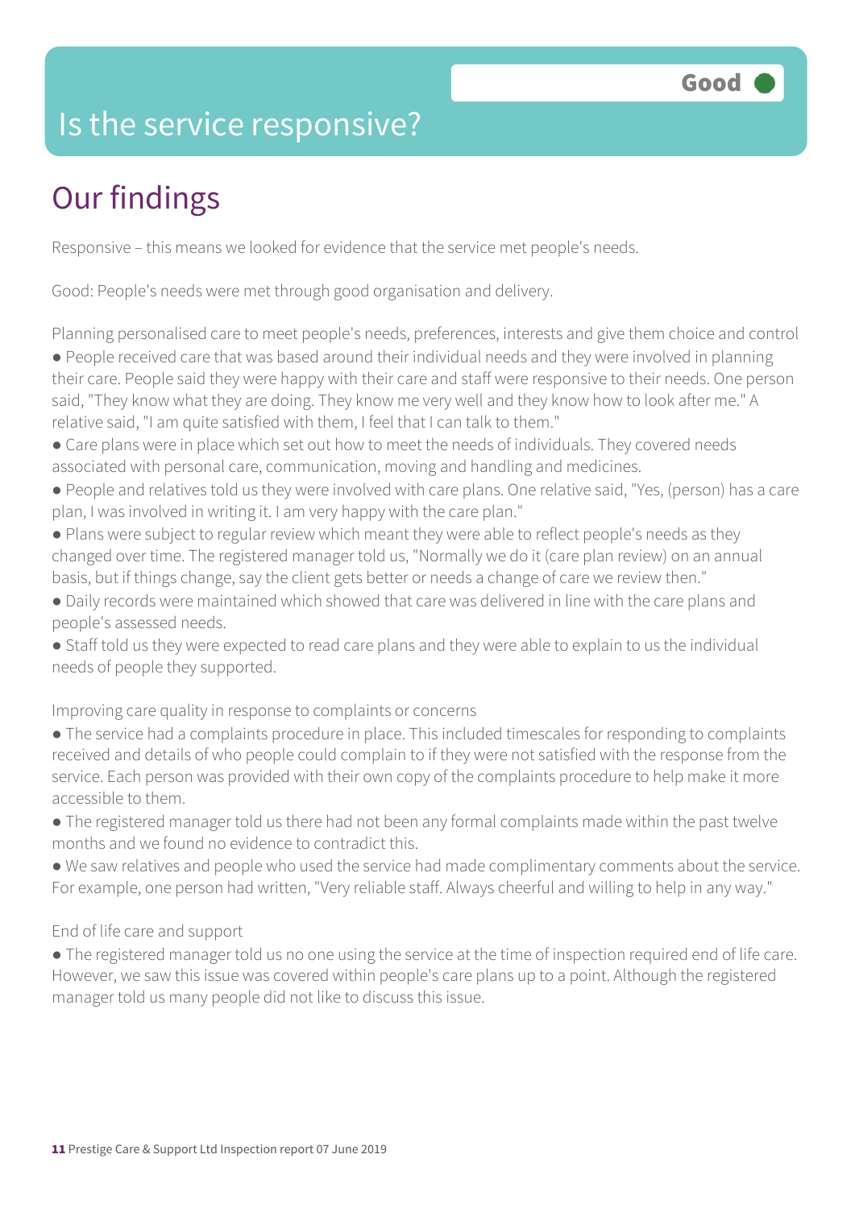# Is the service responsive?

**Good**

## Our findings

Responsive – this means we looked for evidence that the service met people's needs.

Good: People's needs were met through good organisation and delivery.

Planning personalised care to meet people's needs, preferences, interests and give them choice and control

- People received care that was based around their individual needs and they were involved in planning their care. People said they were happy with their care and staff were responsive to their needs. One person said, "They know what they are doing. They know me very well and they know how to look after me." A relative said, "I am quite satisfied with them, I feel that I can talk to them."
- Care plans were in place which set out how to meet the needs of individuals. They covered needs associated with personal care, communication, moving and handling and medicines.
- People and relatives told us they were involved with care plans. One relative said, "Yes, (person) has a care plan, I was involved in writing it. I am very happy with the care plan."
- Plans were subject to regular review which meant they were able to reflect people's needs as they changed over time. The registered manager told us, "Normally we do it (care plan review) on an annual basis, but if things change, say the client gets better or needs a change of care we review then."
- Daily records were maintained which showed that care was delivered in line with the care plans and people's assessed needs.
- Staff told us they were expected to read care plans and they were able to explain to us the individual needs of people they supported.

Improving care quality in response to complaints or concerns

- The service had a complaints procedure in place. This included timescales for responding to complaints received and details of who people could complain to if they were not satisfied with the response from the service. Each person was provided with their own copy of the complaints procedure to help make it more accessible to them.
- The registered manager told us there had not been any formal complaints made within the past twelve months and we found no evidence to contradict this.
- We saw relatives and people who used the service had made complimentary comments about the service. For example, one person had written, "Very reliable staff. Always cheerful and willing to help in any way."

End of life care and support

- The registered manager told us no one using the service at the time of inspection required end of life care. However, we saw this issue was covered within people's care plans up to a point. Although the registered manager told us many people did not like to discuss this issue.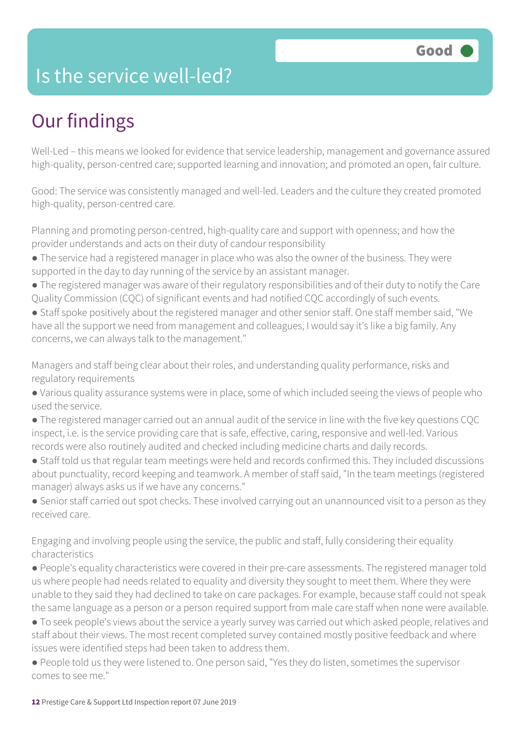# Is the service well-led?

**Good**

## Our findings

Well-Led – this means we looked for evidence that service leadership, management and governance assured high-quality, person-centred care; supported learning and innovation; and promoted an open, fair culture.

Good: The service was consistently managed and well-led. Leaders and the culture they created promoted high-quality, person-centred care.

Planning and promoting person-centred, high-quality care and support with openness; and how the provider understands and acts on their duty of candour responsibility

- The service had a registered manager in place who was also the owner of the business. They were supported in the day to day running of the service by an assistant manager.
- The registered manager was aware of their regulatory responsibilities and of their duty to notify the Care Quality Commission (CQC) of significant events and had notified CQC accordingly of such events.
- Staff spoke positively about the registered manager and other senior staff. One staff member said, "We have all the support we need from management and colleagues, I would say it's like a big family. Any concerns, we can always talk to the management."

Managers and staff being clear about their roles, and understanding quality performance, risks and regulatory requirements

- Various quality assurance systems were in place, some of which included seeing the views of people who used the service.
- The registered manager carried out an annual audit of the service in line with the five key questions CQC inspect, i.e. is the service providing care that is safe, effective, caring, responsive and well-led. Various records were also routinely audited and checked including medicine charts and daily records.
- Staff told us that regular team meetings were held and records confirmed this. They included discussions about punctuality, record keeping and teamwork. A member of staff said, "In the team meetings (registered manager) always asks us if we have any concerns."
- Senior staff carried out spot checks. These involved carrying out an unannounced visit to a person as they received care.

Engaging and involving people using the service, the public and staff, fully considering their equality characteristics

- People's equality characteristics were covered in their pre-care assessments. The registered manager told us where people had needs related to equality and diversity they sought to meet them. Where they were unable to they said they had declined to take on care packages. For example, because staff could not speak the same language as a person or a person required support from male care staff when none were available.
- To seek people's views about the service a yearly survey was carried out which asked people, relatives and staff about their views. The most recent completed survey contained mostly positive feedback and where issues were identified steps had been taken to address them.
- People told us they were listened to. One person said, "Yes they do listen, sometimes the supervisor comes to see me."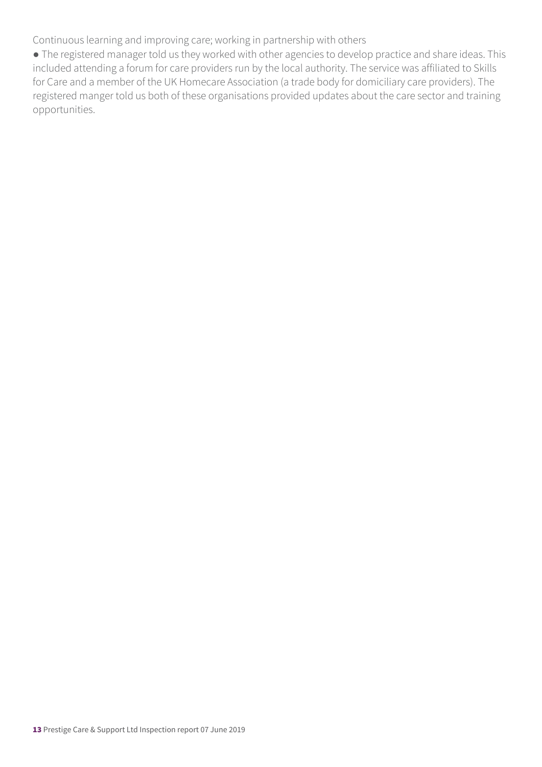Continuous learning and improving care; working in partnership with others

- The registered manager told us they worked with other agencies to develop practice and share ideas. This included attending a forum for care providers run by the local authority. The service was affiliated to Skills for Care and a member of the UK Homecare Association (a trade body for domiciliary care providers). The registered manger told us both of these organisations provided updates about the care sector and training opportunities.